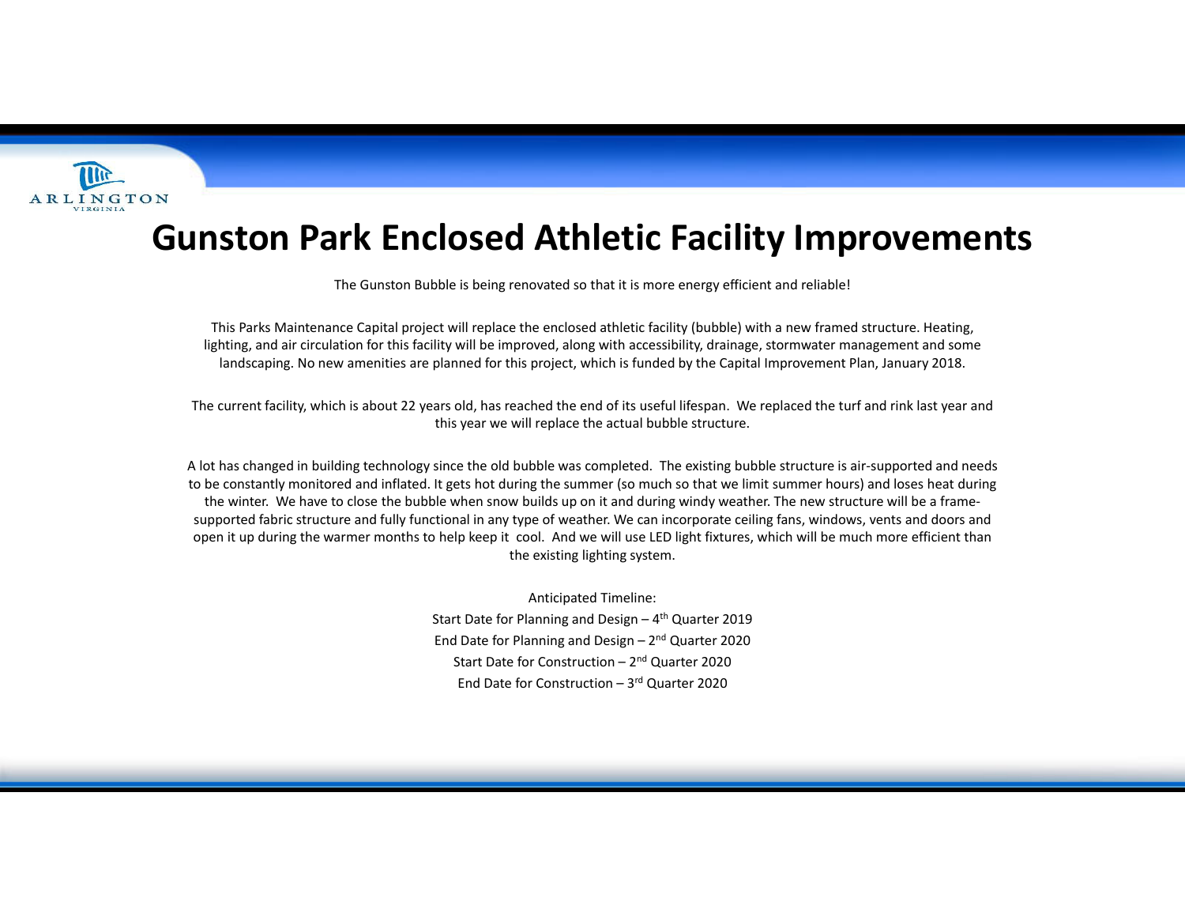# Gunston Park Enclosed Athletic Facility Improvements

The Gunston Bubble is being renovated so that it is more energy efficient and reliable!

This Parks Maintenance Capital project will replace the enclosed athletic facility (bubble) with a new framed structure. Heating, lighting, and air circulation for this facility will be improved, along with accessibility, drainage, stormwater management and some landscaping. No new amenities are planned for this project, which is funded by the Capital Improvement Plan, January 2018.

The current facility, which is about 22 years old, has reached the end of its useful lifespan. We replaced the turf and rink last year and this year we will replace the actual bubble structure.

A lot has changed in building technology since the old bubble was completed. The existing bubble structure is air-supported and needs to be constantly monitored and inflated. It gets hot during the summer (so much so that we limit summer hours) and loses heat during the winter. We have to close the bubble when snow builds up on it and during windy weather. The new structure will be a frame-supported fabric structure and fully functional in any type of weather. We can incorporate ceiling fans, windows, vents and doors and open it up during the warmer months to help keep it cool. And we will use LED light fixtures, which will be much more efficient than the existing lighting system.

Anticipated Timeline:

Start Date for Planning and Design – 4th Quarter 2019

End Date for Planning and Design – 2nd Quarter 2020

Start Date for Construction – 2nd Quarter 2020

End Date for Construction – 3rd Quarter 2020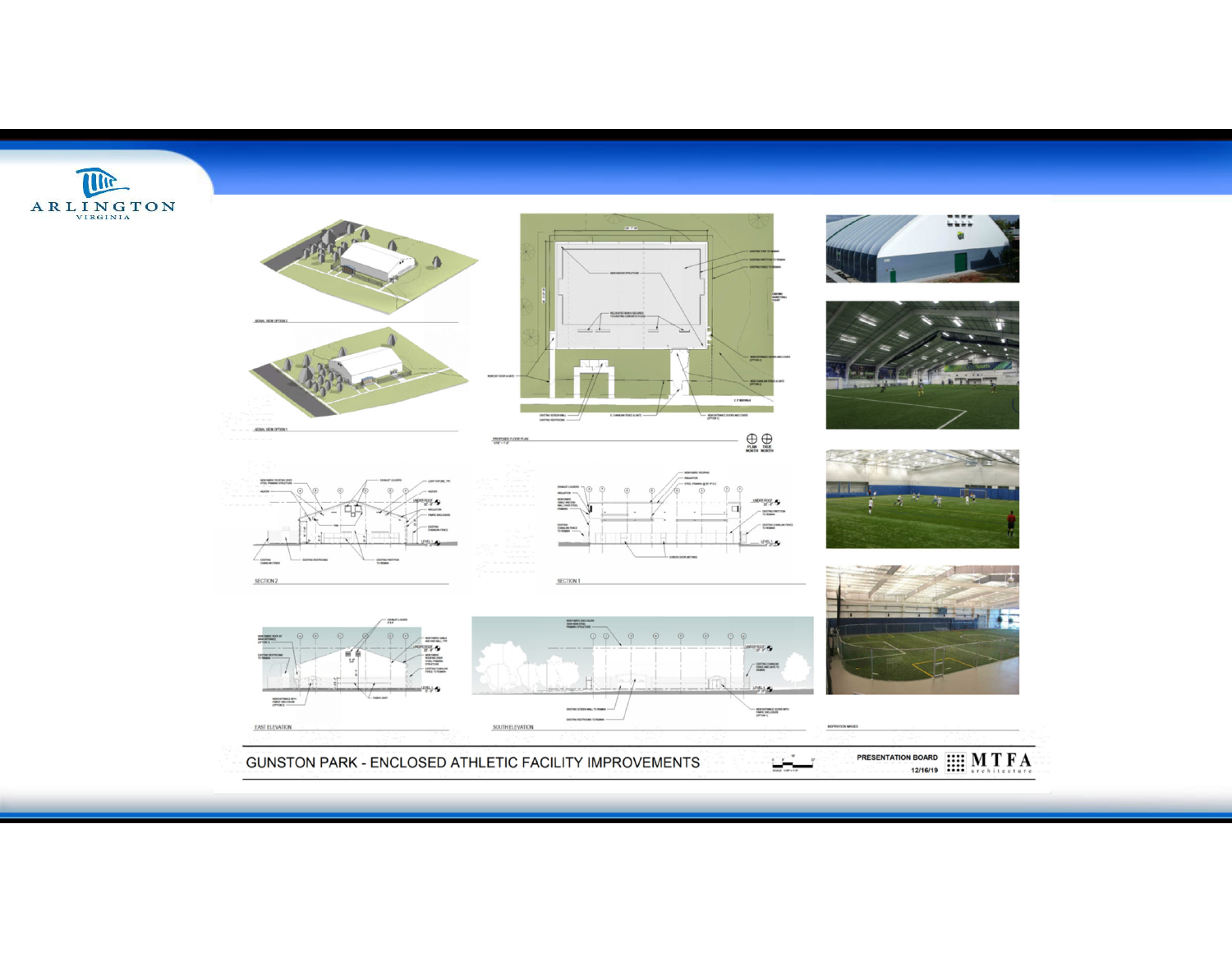ARLINGTON
VIRGINIA

AERIAL VIEW OPTION 2

AERIAL VIEW OPTION 1

PROPOSED FLOOR PLAN

PLAN NORTH

TRUE NORTH

SECTION 2

SECTION 1

EAST ELEVATION

SOUTH ELEVATION

INSPIRATION IMAGES

# GUNSTON PARK - ENCLOSED ATHLETIC FACILITY IMPROVEMENTS

PRESENTATION BOARD
12/16/19

MTFA architecture